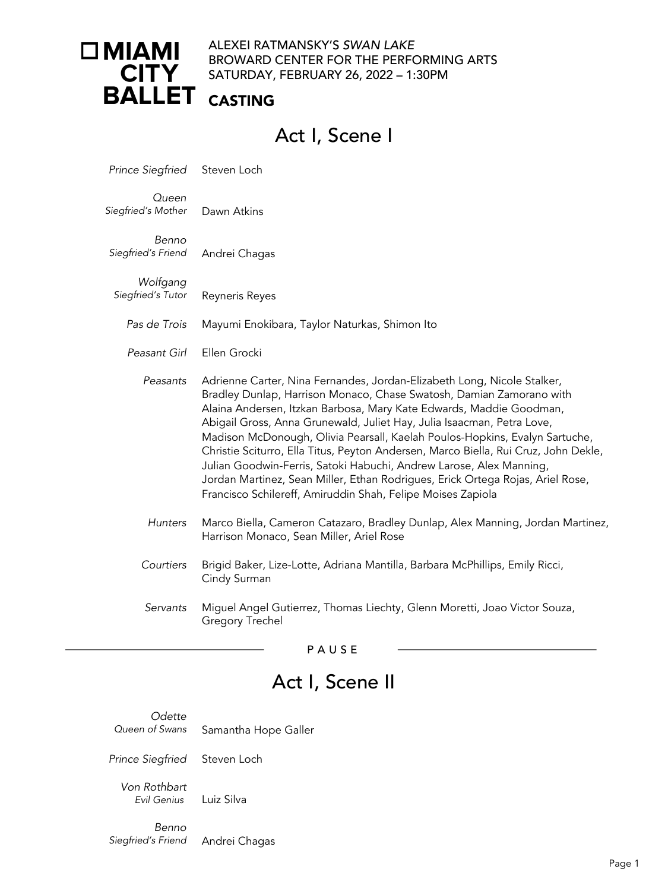# MIAMI CITY BALLET

ALEXEI RATMANSKY'S *SWAN LAKE*
BROWARD CENTER FOR THE PERFORMING ARTS
SATURDAY, FEBRUARY 26, 2022 – 1:30PM

**CASTING**

## Act I, Scene I

| | |
|---|---|
| *Prince Siegfried* | Steven Loch |
| *Queen* *Siegfried's Mother* | Dawn Atkins |
| *Benno* *Siegfried's Friend* | Andrei Chagas |
| *Wolfgang* *Siegfried's Tutor* | Reyneris Reyes |
| *Pas de Trois* | Mayumi Enokibara, Taylor Naturkas, Shimon Ito |
| *Peasant Girl* | Ellen Grocki |
| *Peasants* | Adrienne Carter, Nina Fernandes, Jordan-Elizabeth Long, Nicole Stalker, Bradley Dunlap, Harrison Monaco, Chase Swatosh, Damian Zamorano with Alaina Andersen, Itzkan Barbosa, Mary Kate Edwards, Maddie Goodman, Abigail Gross, Anna Grunewald, Juliet Hay, Julia Isaacman, Petra Love, Madison McDonough, Olivia Pearsall, Kaelah Poulos-Hopkins, Evalyn Sartuche, Christie Sciturro, Ella Titus, Peyton Andersen, Marco Biella, Rui Cruz, John Dekle, Julian Goodwin-Ferris, Satoki Habuchi, Andrew Larose, Alex Manning, Jordan Martinez, Sean Miller, Ethan Rodrigues, Erick Ortega Rojas, Ariel Rose, Francisco Schilereff, Amiruddin Shah, Felipe Moises Zapiola |
| *Hunters* | Marco Biella, Cameron Catazaro, Bradley Dunlap, Alex Manning, Jordan Martinez, Harrison Monaco, Sean Miller, Ariel Rose |
| *Courtiers* | Brigid Baker, Lize-Lotte, Adriana Mantilla, Barbara McPhillips, Emily Ricci, Cindy Surman |
| *Servants* | Miguel Angel Gutierrez, Thomas Liechty, Glenn Moretti, Joao Victor Souza, Gregory Trechel |

PAUSE

## Act I, Scene II

| | |
|---|---|
| *Odette* *Queen of Swans* | Samantha Hope Galler |
| *Prince Siegfried* | Steven Loch |
| *Von Rothbart* *Evil Genius* | Luiz Silva |
| *Benno* *Siegfried's Friend* | Andrei Chagas |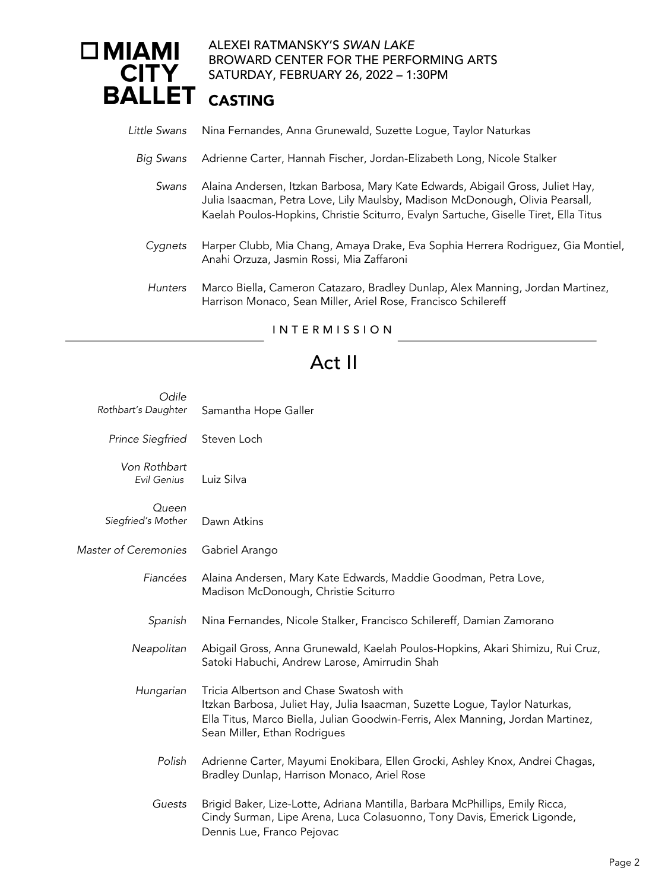# MIAMI CITY BALLET

ALEXEI RATMANSKY'S *SWAN LAKE*
BROWARD CENTER FOR THE PERFORMING ARTS
SATURDAY, FEBRUARY 26, 2022 – 1:30PM

## CASTING

*Little Swans* — Nina Fernandes, Anna Grunewald, Suzette Logue, Taylor Naturkas

*Big Swans* — Adrienne Carter, Hannah Fischer, Jordan-Elizabeth Long, Nicole Stalker

*Swans* — Alaina Andersen, Itzkan Barbosa, Mary Kate Edwards, Abigail Gross, Juliet Hay, Julia Isaacman, Petra Love, Lily Maulsby, Madison McDonough, Olivia Pearsall, Kaelah Poulos-Hopkins, Christie Sciturro, Evalyn Sartuche, Giselle Tiret, Ella Titus

*Cygnets* — Harper Clubb, Mia Chang, Amaya Drake, Eva Sophia Herrera Rodriguez, Gia Montiel, Anahi Orzuza, Jasmin Rossi, Mia Zaffaroni

*Hunters* — Marco Biella, Cameron Catazaro, Bradley Dunlap, Alex Manning, Jordan Martinez, Harrison Monaco, Sean Miller, Ariel Rose, Francisco Schilereff

INTERMISSION

## Act II

*Odile*
*Rothbart's Daughter* — Samantha Hope Galler

*Prince Siegfried* — Steven Loch

*Von Rothbart*
*Evil Genius* — Luiz Silva

*Queen*
*Siegfried's Mother* — Dawn Atkins

*Master of Ceremonies* — Gabriel Arango

*Fiancées* — Alaina Andersen, Mary Kate Edwards, Maddie Goodman, Petra Love, Madison McDonough, Christie Sciturro

*Spanish* — Nina Fernandes, Nicole Stalker, Francisco Schilereff, Damian Zamorano

*Neapolitan* — Abigail Gross, Anna Grunewald, Kaelah Poulos-Hopkins, Akari Shimizu, Rui Cruz, Satoki Habuchi, Andrew Larose, Amirrudin Shah

*Hungarian* — Tricia Albertson and Chase Swatosh with Itzkan Barbosa, Juliet Hay, Julia Isaacman, Suzette Logue, Taylor Naturkas, Ella Titus, Marco Biella, Julian Goodwin-Ferris, Alex Manning, Jordan Martinez, Sean Miller, Ethan Rodrigues

*Polish* — Adrienne Carter, Mayumi Enokibara, Ellen Grocki, Ashley Knox, Andrei Chagas, Bradley Dunlap, Harrison Monaco, Ariel Rose

*Guests* — Brigid Baker, Lize-Lotte, Adriana Mantilla, Barbara McPhillips, Emily Ricca, Cindy Surman, Lipe Arena, Luca Colasuonno, Tony Davis, Emerick Ligonde, Dennis Lue, Franco Pejovac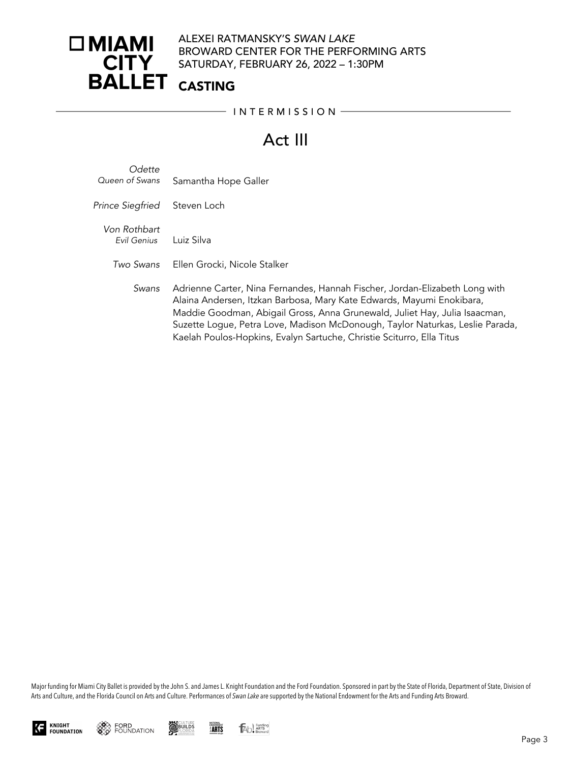ALEXEI RATMANSKY'S *SWAN LAKE*
BROWARD CENTER FOR THE PERFORMING ARTS
SATURDAY, FEBRUARY 26, 2022 – 1:30PM

**CASTING**

INTERMISSION

# Act III

*Odette*
*Queen of Swans* Samantha Hope Galler

*Prince Siegfried* Steven Loch

*Von Rothbart*
*Evil Genius* Luiz Silva

*Two Swans* Ellen Grocki, Nicole Stalker

*Swans* Adrienne Carter, Nina Fernandes, Hannah Fischer, Jordan-Elizabeth Long with Alaina Andersen, Itzkan Barbosa, Mary Kate Edwards, Mayumi Enokibara, Maddie Goodman, Abigail Gross, Anna Grunewald, Juliet Hay, Julia Isaacman, Suzette Logue, Petra Love, Madison McDonough, Taylor Naturkas, Leslie Parada, Kaelah Poulos-Hopkins, Evalyn Sartuche, Christie Sciturro, Ella Titus

Major funding for Miami City Ballet is provided by the John S. and James L. Knight Foundation and the Ford Foundation. Sponsored in part by the State of Florida, Department of State, Division of Arts and Culture, and the Florida Council on Arts and Culture. Performances of *Swan Lake* are supported by the National Endowment for the Arts and Funding Arts Broward.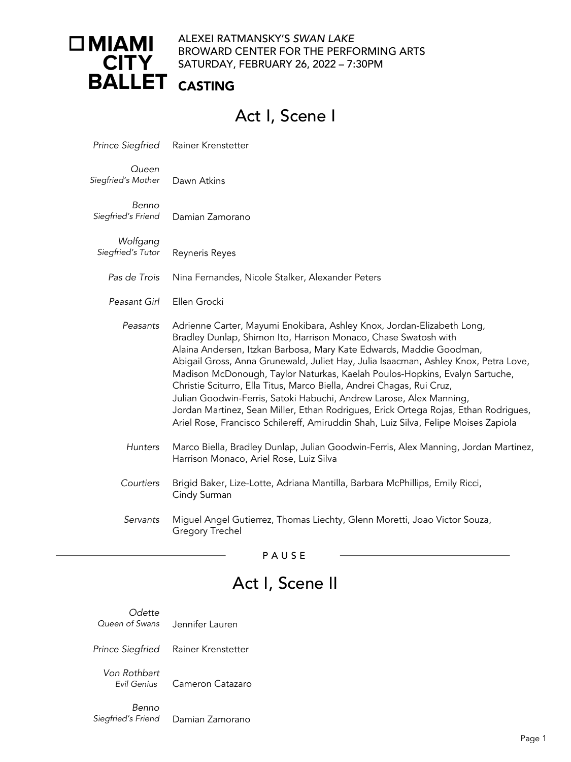# MIAMI CITY BALLET

ALEXEI RATMANSKY'S *SWAN LAKE*
BROWARD CENTER FOR THE PERFORMING ARTS
SATURDAY, FEBRUARY 26, 2022 – 7:30PM

**CASTING**

## Act I, Scene I

*Prince Siegfried* — Rainer Krenstetter

*Queen*
*Siegfried's Mother* — Dawn Atkins

*Benno*
*Siegfried's Friend* — Damian Zamorano

*Wolfgang*
*Siegfried's Tutor* — Reyneris Reyes

*Pas de Trois* — Nina Fernandes, Nicole Stalker, Alexander Peters

*Peasant Girl* — Ellen Grocki

*Peasants* — Adrienne Carter, Mayumi Enokibara, Ashley Knox, Jordan-Elizabeth Long, Bradley Dunlap, Shimon Ito, Harrison Monaco, Chase Swatosh with Alaina Andersen, Itzkan Barbosa, Mary Kate Edwards, Maddie Goodman, Abigail Gross, Anna Grunewald, Juliet Hay, Julia Isaacman, Ashley Knox, Petra Love, Madison McDonough, Taylor Naturkas, Kaelah Poulos-Hopkins, Evalyn Sartuche, Christie Sciturro, Ella Titus, Marco Biella, Andrei Chagas, Rui Cruz, Julian Goodwin-Ferris, Satoki Habuchi, Andrew Larose, Alex Manning, Jordan Martinez, Sean Miller, Ethan Rodrigues, Erick Ortega Rojas, Ethan Rodrigues, Ariel Rose, Francisco Schilereff, Amiruddin Shah, Luiz Silva, Felipe Moises Zapiola

*Hunters* — Marco Biella, Bradley Dunlap, Julian Goodwin-Ferris, Alex Manning, Jordan Martinez, Harrison Monaco, Ariel Rose, Luiz Silva

*Courtiers* — Brigid Baker, Lize-Lotte, Adriana Mantilla, Barbara McPhillips, Emily Ricci, Cindy Surman

*Servants* — Miguel Angel Gutierrez, Thomas Liechty, Glenn Moretti, Joao Victor Souza, Gregory Trechel

PAUSE

## Act I, Scene II

*Odette*
*Queen of Swans* — Jennifer Lauren

*Prince Siegfried* — Rainer Krenstetter

*Von Rothbart*
*Evil Genius* — Cameron Catazaro

*Benno*
*Siegfried's Friend* — Damian Zamorano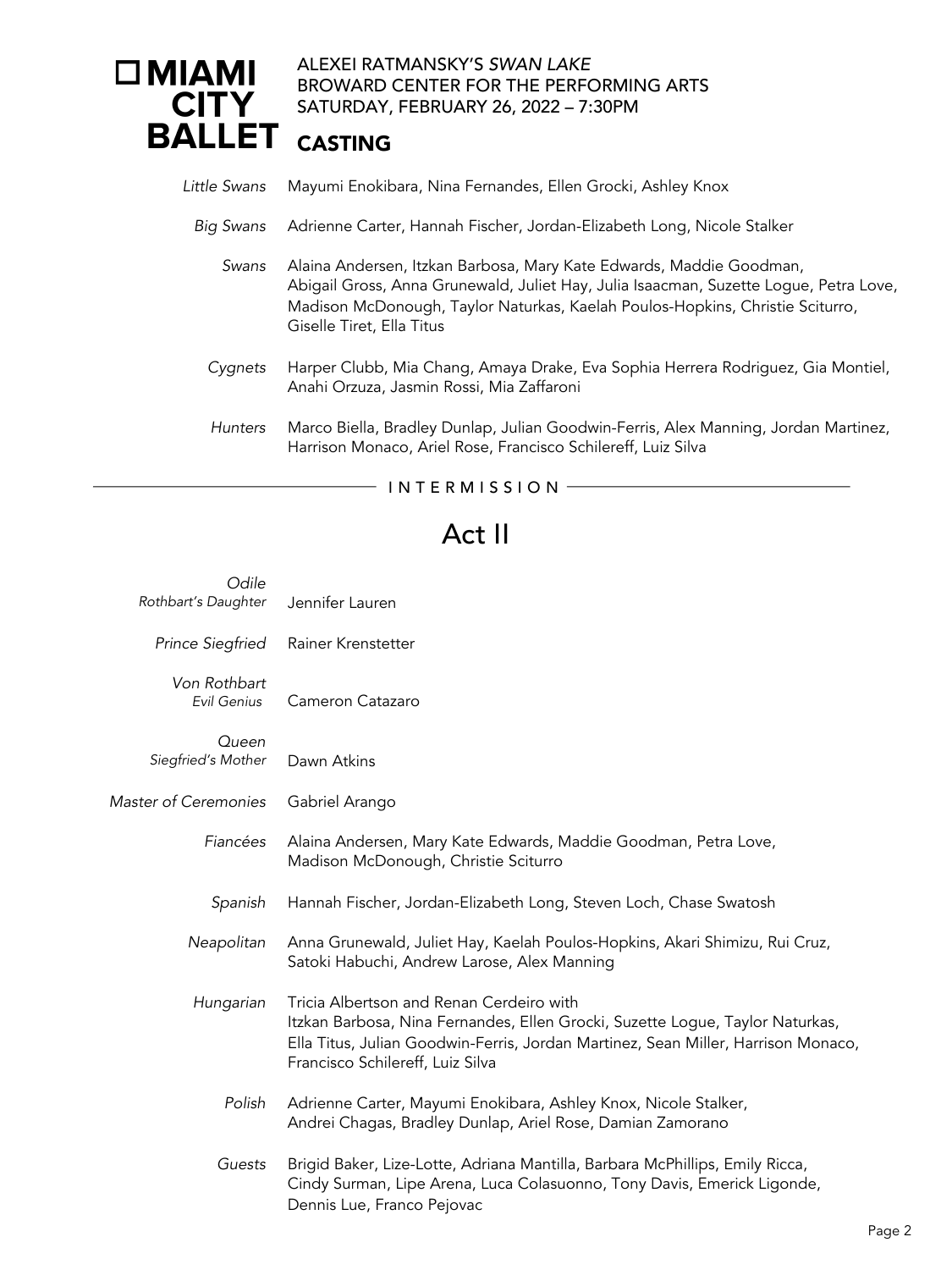# MIAMI CITY BALLET

ALEXEI RATMANSKY'S *SWAN LAKE*
BROWARD CENTER FOR THE PERFORMING ARTS
SATURDAY, FEBRUARY 26, 2022 – 7:30PM

## CASTING

| | |
|---|---|
| *Little Swans* | Mayumi Enokibara, Nina Fernandes, Ellen Grocki, Ashley Knox |
| *Big Swans* | Adrienne Carter, Hannah Fischer, Jordan-Elizabeth Long, Nicole Stalker |
| *Swans* | Alaina Andersen, Itzkan Barbosa, Mary Kate Edwards, Maddie Goodman, Abigail Gross, Anna Grunewald, Juliet Hay, Julia Isaacman, Suzette Logue, Petra Love, Madison McDonough, Taylor Naturkas, Kaelah Poulos-Hopkins, Christie Sciturro, Giselle Tiret, Ella Titus |
| *Cygnets* | Harper Clubb, Mia Chang, Amaya Drake, Eva Sophia Herrera Rodriguez, Gia Montiel, Anahi Orzuza, Jasmin Rossi, Mia Zaffaroni |
| *Hunters* | Marco Biella, Bradley Dunlap, Julian Goodwin-Ferris, Alex Manning, Jordan Martinez, Harrison Monaco, Ariel Rose, Francisco Schilereff, Luiz Silva |

INTERMISSION

## Act II

| | |
|---|---|
| *Odile* *Rothbart's Daughter* | Jennifer Lauren |
| *Prince Siegfried* | Rainer Krenstetter |
| *Von Rothbart* *Evil Genius* | Cameron Catazaro |
| *Queen* *Siegfried's Mother* | Dawn Atkins |
| *Master of Ceremonies* | Gabriel Arango |
| *Fiancées* | Alaina Andersen, Mary Kate Edwards, Maddie Goodman, Petra Love, Madison McDonough, Christie Sciturro |
| *Spanish* | Hannah Fischer, Jordan-Elizabeth Long, Steven Loch, Chase Swatosh |
| *Neapolitan* | Anna Grunewald, Juliet Hay, Kaelah Poulos-Hopkins, Akari Shimizu, Rui Cruz, Satoki Habuchi, Andrew Larose, Alex Manning |
| *Hungarian* | Tricia Albertson and Renan Cerdeiro with Itzkan Barbosa, Nina Fernandes, Ellen Grocki, Suzette Logue, Taylor Naturkas, Ella Titus, Julian Goodwin-Ferris, Jordan Martinez, Sean Miller, Harrison Monaco, Francisco Schilereff, Luiz Silva |
| *Polish* | Adrienne Carter, Mayumi Enokibara, Ashley Knox, Nicole Stalker, Andrei Chagas, Bradley Dunlap, Ariel Rose, Damian Zamorano |
| *Guests* | Brigid Baker, Lize-Lotte, Adriana Mantilla, Barbara McPhillips, Emily Ricca, Cindy Surman, Lipe Arena, Luca Colasuonno, Tony Davis, Emerick Ligonde, Dennis Lue, Franco Pejovac |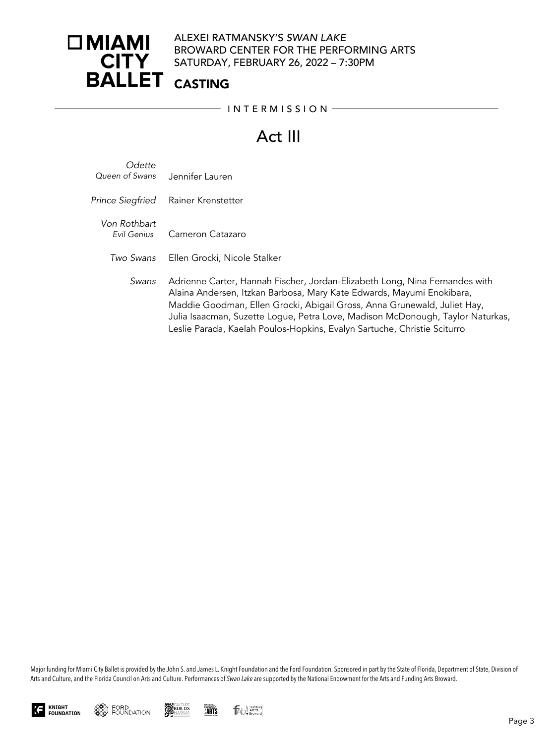MIAMI CITY BALLET

ALEXEI RATMANSKY'S *SWAN LAKE*
BROWARD CENTER FOR THE PERFORMING ARTS
SATURDAY, FEBRUARY 26, 2022 – 7:30PM

**CASTING**

INTERMISSION

# Act III

| | |
|---|---|
| *Odette* *Queen of Swans* | Jennifer Lauren |
| *Prince Siegfried* | Rainer Krenstetter |
| *Von Rothbart* *Evil Genius* | Cameron Catazaro |
| *Two Swans* | Ellen Grocki, Nicole Stalker |
| *Swans* | Adrienne Carter, Hannah Fischer, Jordan-Elizabeth Long, Nina Fernandes with Alaina Andersen, Itzkan Barbosa, Mary Kate Edwards, Mayumi Enokibara, Maddie Goodman, Ellen Grocki, Abigail Gross, Anna Grunewald, Juliet Hay, Julia Isaacman, Suzette Logue, Petra Love, Madison McDonough, Taylor Naturkas, Leslie Parada, Kaelah Poulos-Hopkins, Evalyn Sartuche, Christie Sciturro |

Major funding for Miami City Ballet is provided by the John S. and James L. Knight Foundation and the Ford Foundation. Sponsored in part by the State of Florida, Department of State, Division of Arts and Culture, and the Florida Council on Arts and Culture. Performances of *Swan Lake* are supported by the National Endowment for the Arts and Funding Arts Broward.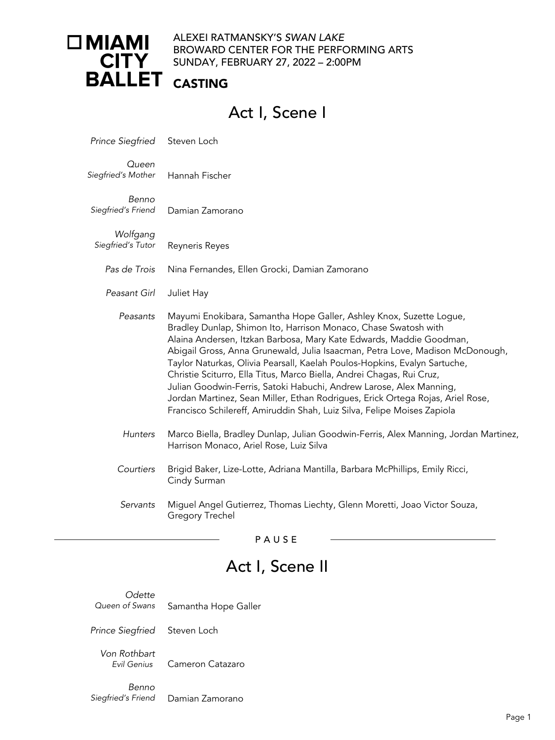# MIAMI CITY BALLET

ALEXEI RATMANSKY'S *SWAN LAKE*
BROWARD CENTER FOR THE PERFORMING ARTS
SUNDAY, FEBRUARY 27, 2022 – 2:00PM

**CASTING**

## Act I, Scene I

*Prince Siegfried* — Steven Loch

*Queen*
*Siegfried's Mother* — Hannah Fischer

*Benno*
*Siegfried's Friend* — Damian Zamorano

*Wolfgang*
*Siegfried's Tutor* — Reyneris Reyes

*Pas de Trois* — Nina Fernandes, Ellen Grocki, Damian Zamorano

*Peasant Girl* — Juliet Hay

*Peasants* — Mayumi Enokibara, Samantha Hope Galler, Ashley Knox, Suzette Logue, Bradley Dunlap, Shimon Ito, Harrison Monaco, Chase Swatosh with Alaina Andersen, Itzkan Barbosa, Mary Kate Edwards, Maddie Goodman, Abigail Gross, Anna Grunewald, Julia Isaacman, Petra Love, Madison McDonough, Taylor Naturkas, Olivia Pearsall, Kaelah Poulos-Hopkins, Evalyn Sartuche, Christie Sciturro, Ella Titus, Marco Biella, Andrei Chagas, Rui Cruz, Julian Goodwin-Ferris, Satoki Habuchi, Andrew Larose, Alex Manning, Jordan Martinez, Sean Miller, Ethan Rodrigues, Erick Ortega Rojas, Ariel Rose, Francisco Schilereff, Amiruddin Shah, Luiz Silva, Felipe Moises Zapiola

*Hunters* — Marco Biella, Bradley Dunlap, Julian Goodwin-Ferris, Alex Manning, Jordan Martinez, Harrison Monaco, Ariel Rose, Luiz Silva

*Courtiers* — Brigid Baker, Lize-Lotte, Adriana Mantilla, Barbara McPhillips, Emily Ricci, Cindy Surman

*Servants* — Miguel Angel Gutierrez, Thomas Liechty, Glenn Moretti, Joao Victor Souza, Gregory Trechel

PAUSE

## Act I, Scene II

*Odette*
*Queen of Swans* — Samantha Hope Galler

*Prince Siegfried* — Steven Loch

*Von Rothbart*
*Evil Genius* — Cameron Catazaro

*Benno*
*Siegfried's Friend* — Damian Zamorano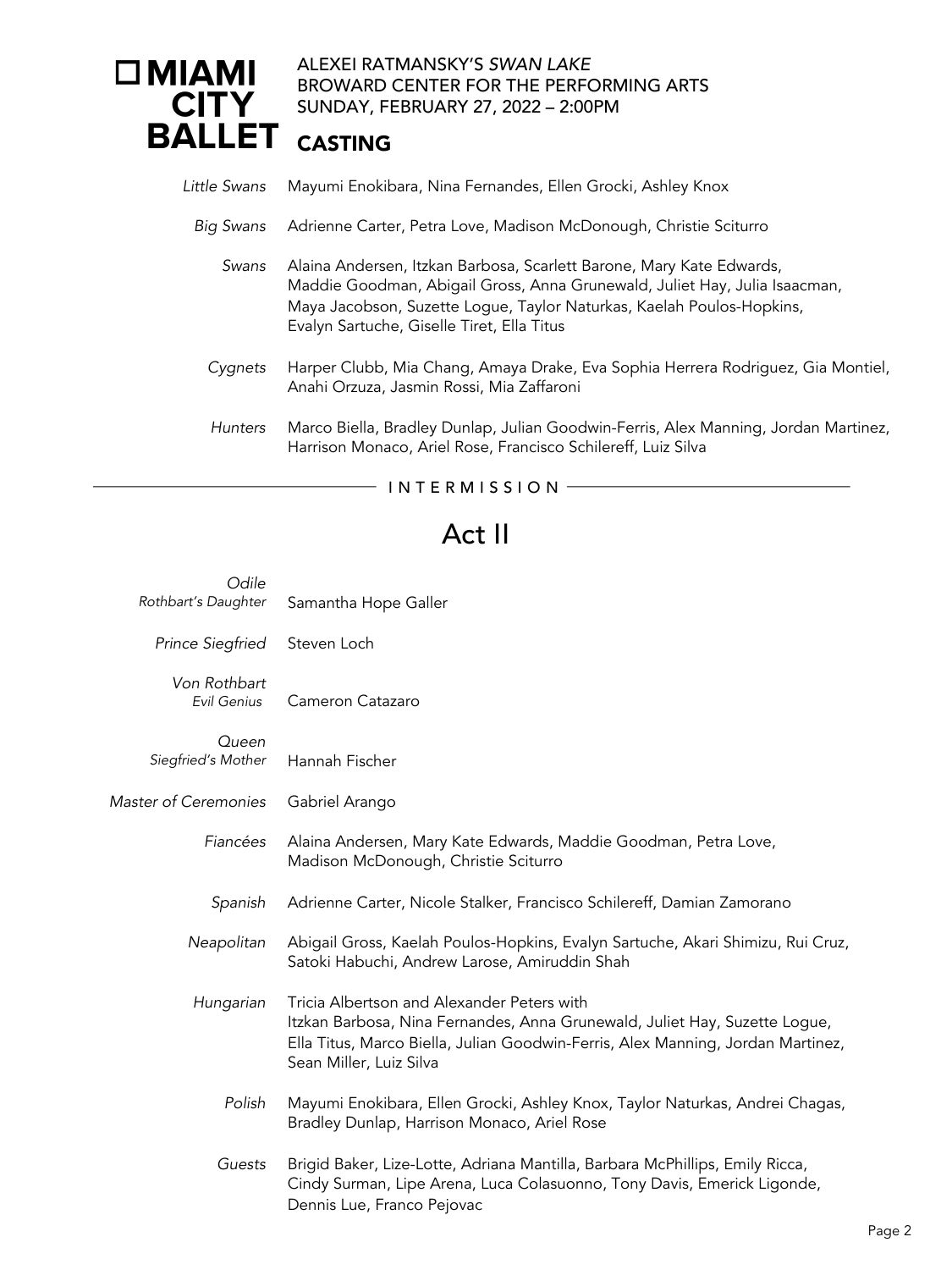# MIAMI CITY BALLET

ALEXEI RATMANSKY'S *SWAN LAKE*
BROWARD CENTER FOR THE PERFORMING ARTS
SUNDAY, FEBRUARY 27, 2022 – 2:00PM

## CASTING

*Little Swans* Mayumi Enokibara, Nina Fernandes, Ellen Grocki, Ashley Knox

*Big Swans* Adrienne Carter, Petra Love, Madison McDonough, Christie Sciturro

*Swans* Alaina Andersen, Itzkan Barbosa, Scarlett Barone, Mary Kate Edwards, Maddie Goodman, Abigail Gross, Anna Grunewald, Juliet Hay, Julia Isaacman, Maya Jacobson, Suzette Logue, Taylor Naturkas, Kaelah Poulos-Hopkins, Evalyn Sartuche, Giselle Tiret, Ella Titus

*Cygnets* Harper Clubb, Mia Chang, Amaya Drake, Eva Sophia Herrera Rodriguez, Gia Montiel, Anahi Orzuza, Jasmin Rossi, Mia Zaffaroni

*Hunters* Marco Biella, Bradley Dunlap, Julian Goodwin-Ferris, Alex Manning, Jordan Martinez, Harrison Monaco, Ariel Rose, Francisco Schilereff, Luiz Silva

INTERMISSION

# Act II

*Odile*
*Rothbart's Daughter* Samantha Hope Galler

*Prince Siegfried* Steven Loch

*Von Rothbart*
*Evil Genius* Cameron Catazaro

*Queen*
*Siegfried's Mother* Hannah Fischer

*Master of Ceremonies* Gabriel Arango

*Fiancées* Alaina Andersen, Mary Kate Edwards, Maddie Goodman, Petra Love, Madison McDonough, Christie Sciturro

*Spanish* Adrienne Carter, Nicole Stalker, Francisco Schilereff, Damian Zamorano

*Neapolitan* Abigail Gross, Kaelah Poulos-Hopkins, Evalyn Sartuche, Akari Shimizu, Rui Cruz, Satoki Habuchi, Andrew Larose, Amiruddin Shah

*Hungarian* Tricia Albertson and Alexander Peters with
Itzkan Barbosa, Nina Fernandes, Anna Grunewald, Juliet Hay, Suzette Logue, Ella Titus, Marco Biella, Julian Goodwin-Ferris, Alex Manning, Jordan Martinez, Sean Miller, Luiz Silva

*Polish* Mayumi Enokibara, Ellen Grocki, Ashley Knox, Taylor Naturkas, Andrei Chagas, Bradley Dunlap, Harrison Monaco, Ariel Rose

*Guests* Brigid Baker, Lize-Lotte, Adriana Mantilla, Barbara McPhillips, Emily Ricca, Cindy Surman, Lipe Arena, Luca Colasuonno, Tony Davis, Emerick Ligonde, Dennis Lue, Franco Pejovac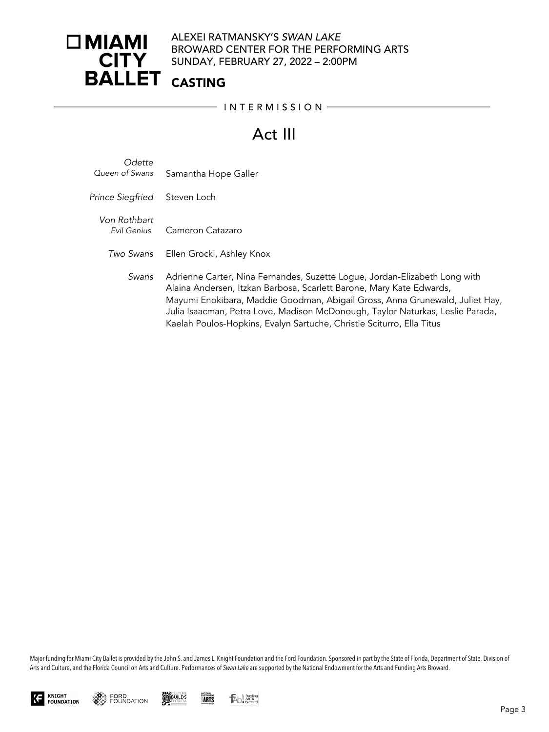# MIAMI CITY BALLET

ALEXEI RATMANSKY'S *SWAN LAKE*
BROWARD CENTER FOR THE PERFORMING ARTS
SUNDAY, FEBRUARY 27, 2022 – 2:00PM

## CASTING

INTERMISSION

## Act III

| | |
|---|---|
| *Odette* *Queen of Swans* | Samantha Hope Galler |
| *Prince Siegfried* | Steven Loch |
| *Von Rothbart* *Evil Genius* | Cameron Catazaro |
| *Two Swans* | Ellen Grocki, Ashley Knox |
| *Swans* | Adrienne Carter, Nina Fernandes, Suzette Logue, Jordan-Elizabeth Long with Alaina Andersen, Itzkan Barbosa, Scarlett Barone, Mary Kate Edwards, Mayumi Enokibara, Maddie Goodman, Abigail Gross, Anna Grunewald, Juliet Hay, Julia Isaacman, Petra Love, Madison McDonough, Taylor Naturkas, Leslie Parada, Kaelah Poulos-Hopkins, Evalyn Sartuche, Christie Sciturro, Ella Titus |

Major funding for Miami City Ballet is provided by the John S. and James L. Knight Foundation and the Ford Foundation. Sponsored in part by the State of Florida, Department of State, Division of Arts and Culture, and the Florida Council on Arts and Culture. Performances of *Swan Lake* are supported by the National Endowment for the Arts and Funding Arts Broward.